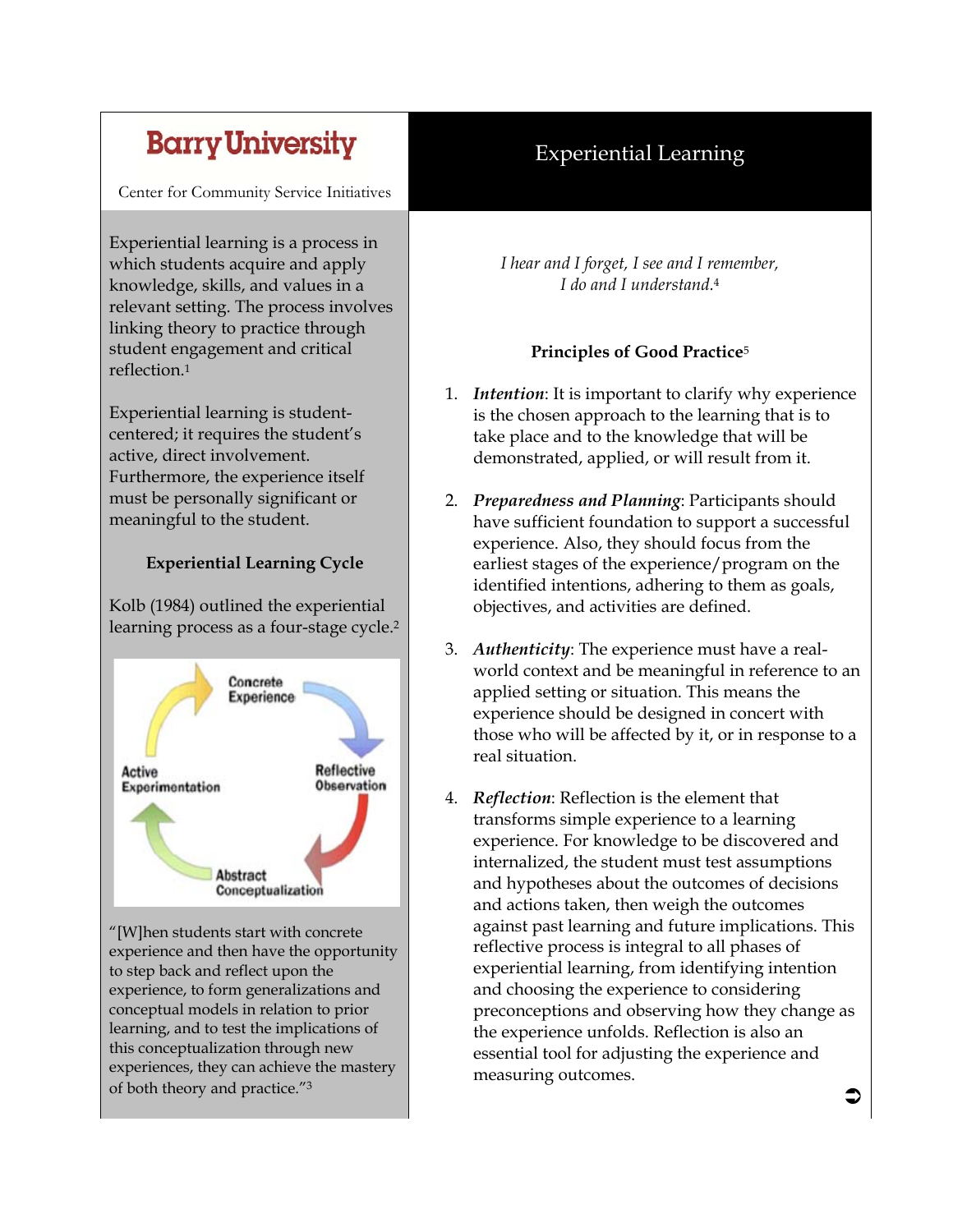# Barry University

Center for Community Service Initiatives

## Experiential Learning

Experiential learning is a process in which students acquire and apply knowledge, skills, and values in a relevant setting. The process involves linking theory to practice through student engagement and critical reflection.[1]

Experiential learning is student-centered; it requires the student's active, direct involvement. Furthermore, the experience itself must be personally significant or meaningful to the student.

### Experiential Learning Cycle

Kolb (1984) outlined the experiential learning process as a four-stage cycle.[2]

Concrete Experience → Reflective Observation → Abstract Conceptualization → Active Experimentation

"[W]hen students start with concrete experience and then have the opportunity to step back and reflect upon the experience, to form generalizations and conceptual models in relation to prior learning, and to test the implications of this conceptualization through new experiences, they can achieve the mastery of both theory and practice."[3]

*I hear and I forget, I see and I remember,*
*I do and I understand.*[4]

### Principles of Good Practice[5]

1. ***Intention***: It is important to clarify why experience is the chosen approach to the learning that is to take place and to the knowledge that will be demonstrated, applied, or will result from it.

2. ***Preparedness and Planning***: Participants should have sufficient foundation to support a successful experience. Also, they should focus from the earliest stages of the experience/program on the identified intentions, adhering to them as goals, objectives, and activities are defined.

3. ***Authenticity***: The experience must have a real-world context and be meaningful in reference to an applied setting or situation. This means the experience should be designed in concert with those who will be affected by it, or in response to a real situation.

4. ***Reflection***: Reflection is the element that transforms simple experience to a learning experience. For knowledge to be discovered and internalized, the student must test assumptions and hypotheses about the outcomes of decisions and actions taken, then weigh the outcomes against past learning and future implications. This reflective process is integral to all phases of experiential learning, from identifying intention and choosing the experience to considering preconceptions and observing how they change as the experience unfolds. Reflection is also an essential tool for adjusting the experience and measuring outcomes.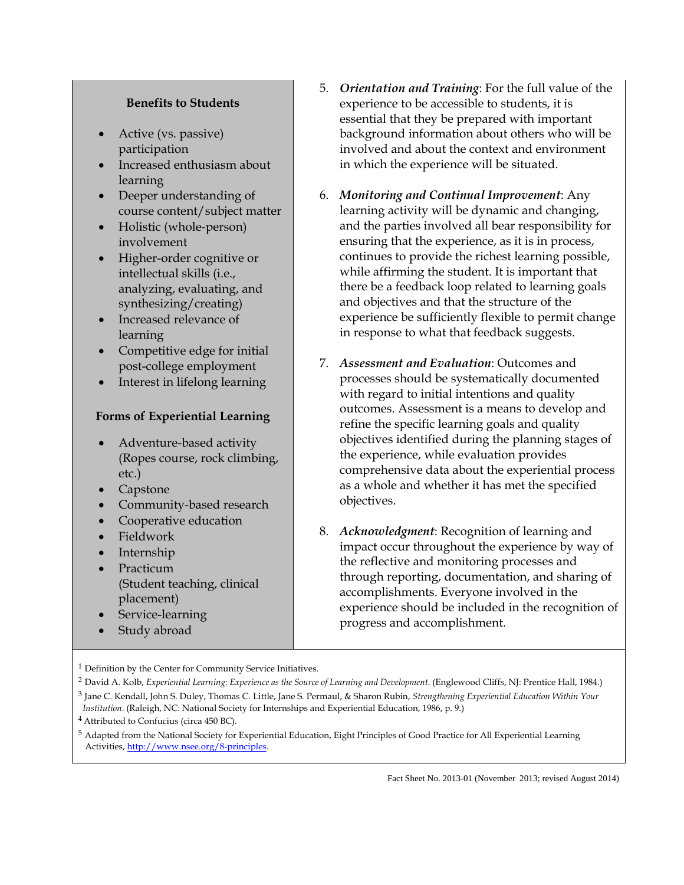### Benefits to Students

- Active (vs. passive) participation
- Increased enthusiasm about learning
- Deeper understanding of course content/subject matter
- Holistic (whole-person) involvement
- Higher-order cognitive or intellectual skills (i.e., analyzing, evaluating, and synthesizing/creating)
- Increased relevance of learning
- Competitive edge for initial post-college employment
- Interest in lifelong learning

### Forms of Experiential Learning

- Adventure-based activity (Ropes course, rock climbing, etc.)
- Capstone
- Community-based research
- Cooperative education
- Fieldwork
- Internship
- Practicum (Student teaching, clinical placement)
- Service-learning
- Study abroad

5. ***Orientation and Training***: For the full value of the experience to be accessible to students, it is essential that they be prepared with important background information about others who will be involved and about the context and environment in which the experience will be situated.

6. ***Monitoring and Continual Improvement***: Any learning activity will be dynamic and changing, and the parties involved all bear responsibility for ensuring that the experience, as it is in process, continues to provide the richest learning possible, while affirming the student. It is important that there be a feedback loop related to learning goals and objectives and that the structure of the experience be sufficiently flexible to permit change in response to what that feedback suggests.

7. ***Assessment and Evaluation***: Outcomes and processes should be systematically documented with regard to initial intentions and quality outcomes. Assessment is a means to develop and refine the specific learning goals and quality objectives identified during the planning stages of the experience, while evaluation provides comprehensive data about the experiential process as a whole and whether it has met the specified objectives.

8. ***Acknowledgment***: Recognition of learning and impact occur throughout the experience by way of the reflective and monitoring processes and through reporting, documentation, and sharing of accomplishments. Everyone involved in the experience should be included in the recognition of progress and accomplishment.

---

[1] Definition by the Center for Community Service Initiatives.

[2] David A. Kolb, *Experiential Learning: Experience as the Source of Learning and Development.* (Englewood Cliffs, NJ: Prentice Hall, 1984.)

[3] Jane C. Kendall, John S. Duley, Thomas C. Little, Jane S. Permaul, & Sharon Rubin, *Strengthening Experiential Education Within Your Institution*. (Raleigh, NC: National Society for Internships and Experiential Education, 1986, p. 9.)

[4] Attributed to Confucius (circa 450 BC).

[5] Adapted from the National Society for Experiential Education, Eight Principles of Good Practice for All Experiential Learning Activities, http://www.nsee.org/8-principles.

Fact Sheet No. 2013-01 (November 2013; revised August 2014)